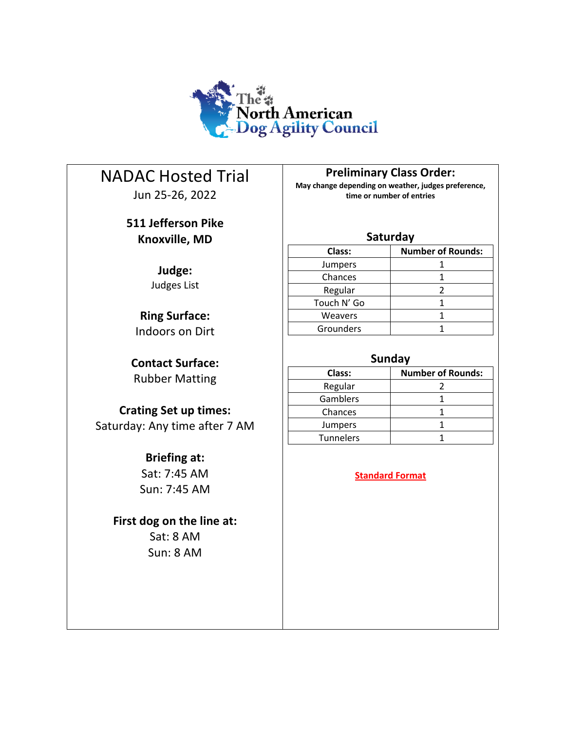The North American Dog Agility Council

# NADAC Hosted Trial

Jun 25-26, 2022

**511 Jefferson Pike**
**Knoxville, MD**

**Judge:**
Judges List

**Ring Surface:**
Indoors on Dirt

**Contact Surface:**
Rubber Matting

**Crating Set up times:**
Saturday: Any time after 7 AM

**Briefing at:**
Sat: 7:45 AM
Sun: 7:45 AM

**First dog on the line at:**
Sat: 8 AM
Sun: 8 AM

## Preliminary Class Order:

**May change depending on weather, judges preference, time or number of entries**

### Saturday

| Class: | Number of Rounds: |
|---|---|
| Jumpers | 1 |
| Chances | 1 |
| Regular | 2 |
| Touch N' Go | 1 |
| Weavers | 1 |
| Grounders | 1 |

### Sunday

| Class: | Number of Rounds: |
|---|---|
| Regular | 2 |
| Gamblers | 1 |
| Chances | 1 |
| Jumpers | 1 |
| Tunnelers | 1 |

**Standard Format**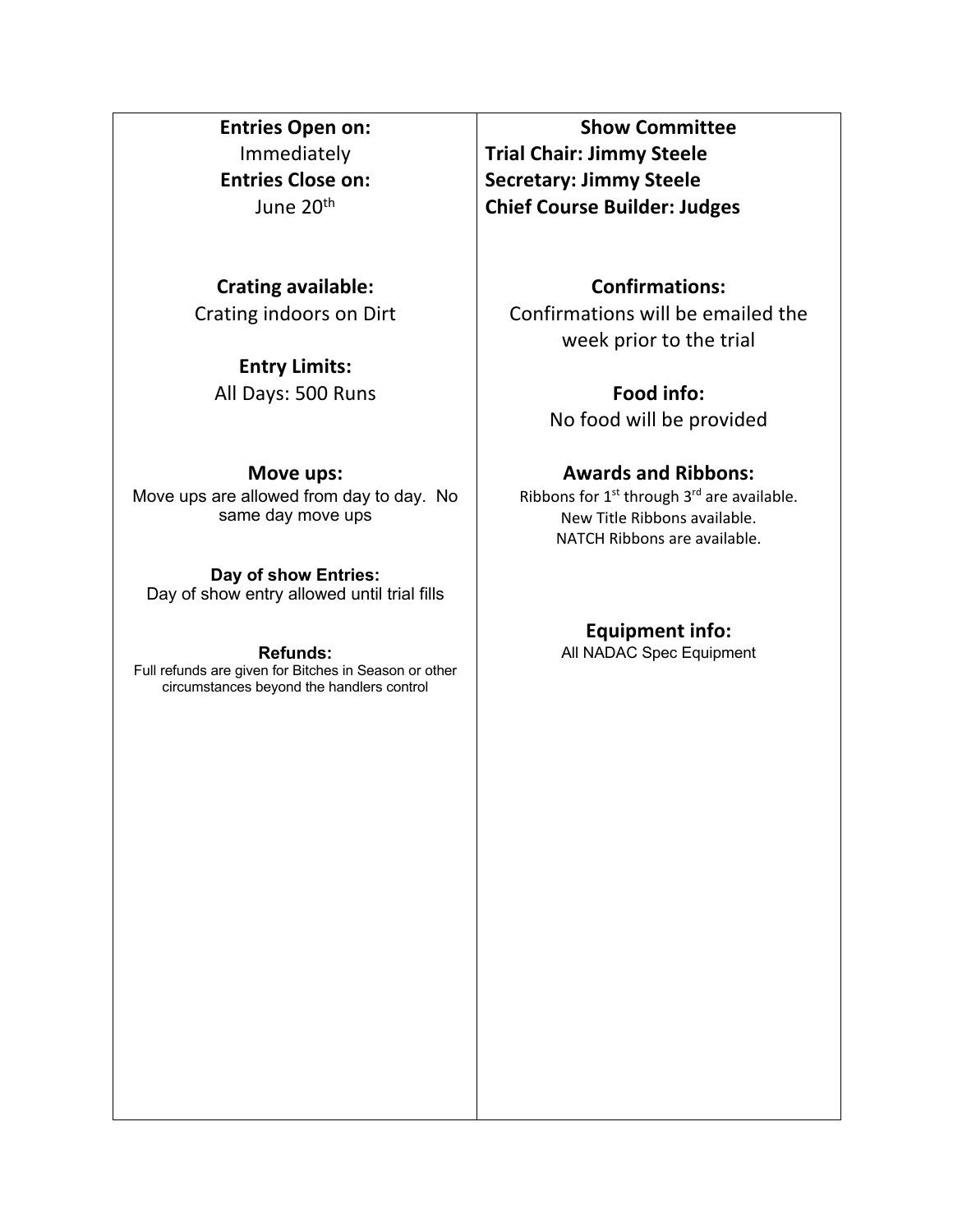**Entries Open on:**
Immediately
**Entries Close on:**
June 20th

**Crating available:**
Crating indoors on Dirt

**Entry Limits:**
All Days: 500 Runs

**Move ups:**
Move ups are allowed from day to day. No same day move ups

**Day of show Entries:**
Day of show entry allowed until trial fills

**Refunds:**
Full refunds are given for Bitches in Season or other circumstances beyond the handlers control

**Show Committee**
**Trial Chair: Jimmy Steele**
**Secretary: Jimmy Steele**
**Chief Course Builder: Judges**

**Confirmations:**
Confirmations will be emailed the week prior to the trial

**Food info:**
No food will be provided

**Awards and Ribbons:**
Ribbons for 1st through 3rd are available.
New Title Ribbons available.
NATCH Ribbons are available.

**Equipment info:**
All NADAC Spec Equipment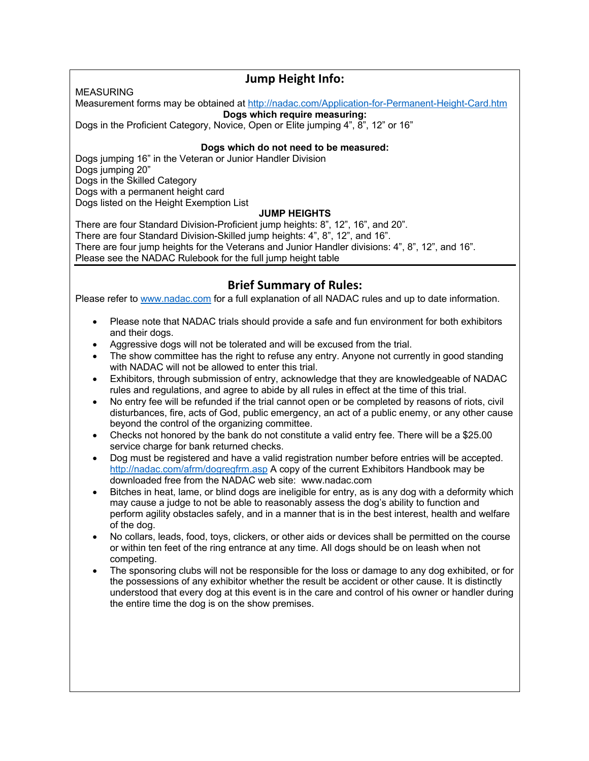## Jump Height Info:

MEASURING

Measurement forms may be obtained at http://nadac.com/Application-for-Permanent-Height-Card.htm

**Dogs which require measuring:**

Dogs in the Proficient Category, Novice, Open or Elite jumping 4", 8", 12" or 16"

**Dogs which do not need to be measured:**

Dogs jumping 16" in the Veteran or Junior Handler Division
Dogs jumping 20"
Dogs in the Skilled Category
Dogs with a permanent height card
Dogs listed on the Height Exemption List

**JUMP HEIGHTS**

There are four Standard Division-Proficient jump heights: 8", 12", 16", and 20".
There are four Standard Division-Skilled jump heights: 4", 8", 12", and 16".
There are four jump heights for the Veterans and Junior Handler divisions: 4", 8", 12", and 16".
Please see the NADAC Rulebook for the full jump height table

## Brief Summary of Rules:

Please refer to www.nadac.com for a full explanation of all NADAC rules and up to date information.

- Please note that NADAC trials should provide a safe and fun environment for both exhibitors and their dogs.
- Aggressive dogs will not be tolerated and will be excused from the trial.
- The show committee has the right to refuse any entry. Anyone not currently in good standing with NADAC will not be allowed to enter this trial.
- Exhibitors, through submission of entry, acknowledge that they are knowledgeable of NADAC rules and regulations, and agree to abide by all rules in effect at the time of this trial.
- No entry fee will be refunded if the trial cannot open or be completed by reasons of riots, civil disturbances, fire, acts of God, public emergency, an act of a public enemy, or any other cause beyond the control of the organizing committee.
- Checks not honored by the bank do not constitute a valid entry fee. There will be a $25.00 service charge for bank returned checks.
- Dog must be registered and have a valid registration number before entries will be accepted. http://nadac.com/afrm/dogregfrm.asp A copy of the current Exhibitors Handbook may be downloaded free from the NADAC web site: www.nadac.com
- Bitches in heat, lame, or blind dogs are ineligible for entry, as is any dog with a deformity which may cause a judge to not be able to reasonably assess the dog's ability to function and perform agility obstacles safely, and in a manner that is in the best interest, health and welfare of the dog.
- No collars, leads, food, toys, clickers, or other aids or devices shall be permitted on the course or within ten feet of the ring entrance at any time. All dogs should be on leash when not competing.
- The sponsoring clubs will not be responsible for the loss or damage to any dog exhibited, or for the possessions of any exhibitor whether the result be accident or other cause. It is distinctly understood that every dog at this event is in the care and control of his owner or handler during the entire time the dog is on the show premises.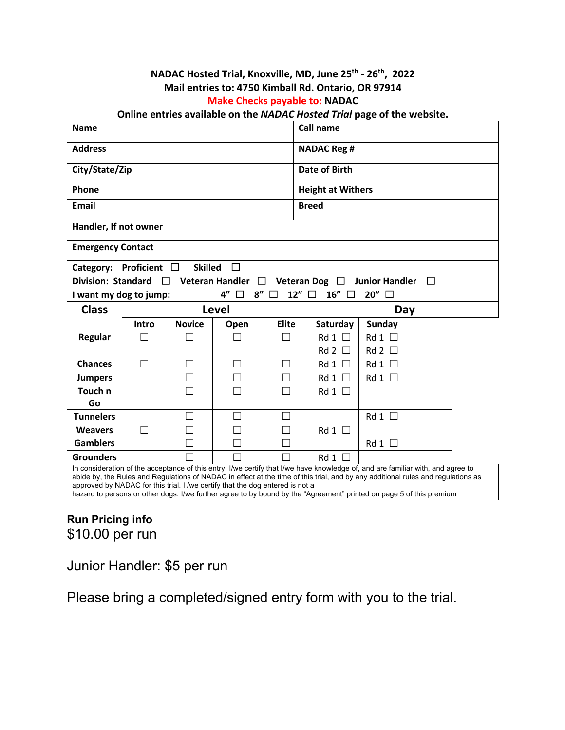**NADAC Hosted Trial, Knoxville, MD, June 25th - 26th, 2022**
**Mail entries to: 4750 Kimball Rd. Ontario, OR 97914**
**Make Checks payable to: NADAC**
**Online entries available on the *NADAC Hosted Trial* page of the website.**

| | |
|---|---|
| **Name** | **Call name** |
| **Address** | **NADAC Reg #** |
| **City/State/Zip** | **Date of Birth** |
| **Phone** | **Height at Withers** |
| **Email** | **Breed** |
| **Handler, If not owner** | |
| **Emergency Contact** | |

**Category:** Proficient ☐ Skilled ☐

**Division:** Standard ☐ Veteran Handler ☐ Veteran Dog ☐ Junior Handler ☐

**I want my dog to jump:** 4" ☐ 8" ☐ 12" ☐ 16" ☐ 20" ☐

| Class | Level | | | | Day | | |
|---|---|---|---|---|---|---|---|
| | Intro | Novice | Open | Elite | Saturday | Sunday | |
| Regular | ☐ | ☐ | ☐ | ☐ | Rd 1 ☐ Rd 2 ☐ | Rd 1 ☐ Rd 2 ☐ | |
| Chances | ☐ | ☐ | ☐ | ☐ | Rd 1 ☐ | Rd 1 ☐ | |
| Jumpers | | ☐ | ☐ | ☐ | Rd 1 ☐ | Rd 1 ☐ | |
| Touch n Go | | ☐ | ☐ | ☐ | Rd 1 ☐ | | |
| Tunnelers | | ☐ | ☐ | ☐ | | Rd 1 ☐ | |
| Weavers | ☐ | ☐ | ☐ | ☐ | Rd 1 ☐ | | |
| Gamblers | | ☐ | ☐ | ☐ | | Rd 1 ☐ | |
| Grounders | | ☐ | ☐ | ☐ | Rd 1 ☐ | | |

In consideration of the acceptance of this entry, I/we certify that I/we have knowledge of, and are familiar with, and agree to abide by, the Rules and Regulations of NADAC in effect at the time of this trial, and by any additional rules and regulations as approved by NADAC for this trial. I /we certify that the dog entered is not a hazard to persons or other dogs. I/we further agree to by bound by the "Agreement" printed on page 5 of this premium

**Run Pricing info**

$10.00 per run

Junior Handler: $5 per run

Please bring a completed/signed entry form with you to the trial.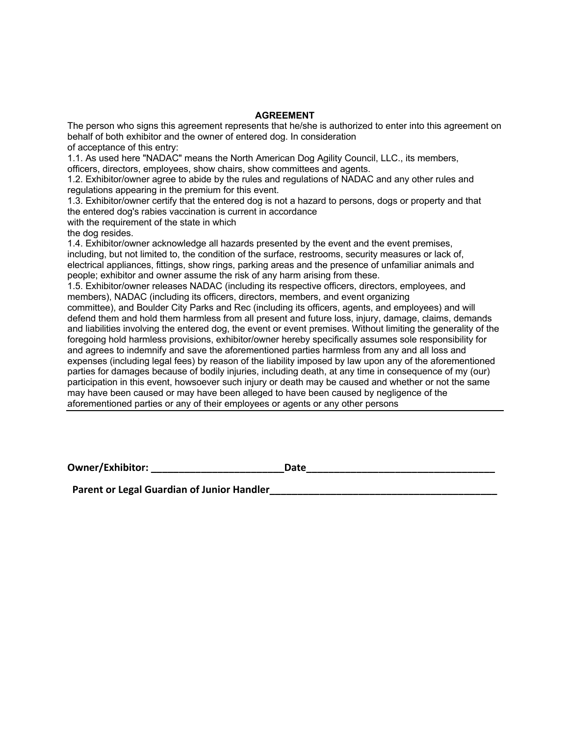## AGREEMENT

The person who signs this agreement represents that he/she is authorized to enter into this agreement on behalf of both exhibitor and the owner of entered dog. In consideration of acceptance of this entry:

1.1. As used here "NADAC" means the North American Dog Agility Council, LLC., its members, officers, directors, employees, show chairs, show committees and agents.

1.2. Exhibitor/owner agree to abide by the rules and regulations of NADAC and any other rules and regulations appearing in the premium for this event.

1.3. Exhibitor/owner certify that the entered dog is not a hazard to persons, dogs or property and that the entered dog's rabies vaccination is current in accordance with the requirement of the state in which the dog resides.

1.4. Exhibitor/owner acknowledge all hazards presented by the event and the event premises, including, but not limited to, the condition of the surface, restrooms, security measures or lack of, electrical appliances, fittings, show rings, parking areas and the presence of unfamiliar animals and people; exhibitor and owner assume the risk of any harm arising from these.

1.5. Exhibitor/owner releases NADAC (including its respective officers, directors, employees, and members), NADAC (including its officers, directors, members, and event organizing committee), and Boulder City Parks and Rec (including its officers, agents, and employees) and will defend them and hold them harmless from all present and future loss, injury, damage, claims, demands and liabilities involving the entered dog, the event or event premises. Without limiting the generality of the foregoing hold harmless provisions, exhibitor/owner hereby specifically assumes sole responsibility for and agrees to indemnify and save the aforementioned parties harmless from any and all loss and expenses (including legal fees) by reason of the liability imposed by law upon any of the aforementioned parties for damages because of bodily injuries, including death, at any time in consequence of my (our) participation in this event, howsoever such injury or death may be caused and whether or not the same may have been caused or may have been alleged to have been caused by negligence of the aforementioned parties or any of their employees or agents or any other persons

---

**Owner/Exhibitor: \_\_\_\_\_\_\_\_\_\_\_\_\_\_\_\_\_\_\_\_\_\_\_\_\_Date\_\_\_\_\_\_\_\_\_\_\_\_\_\_\_\_\_\_\_\_\_\_\_\_\_\_\_\_\_\_\_\_\_\_\_**

**Parent or Legal Guardian of Junior Handler\_\_\_\_\_\_\_\_\_\_\_\_\_\_\_\_\_\_\_\_\_\_\_\_\_\_\_\_\_\_\_\_\_\_\_\_\_\_\_\_\_\_**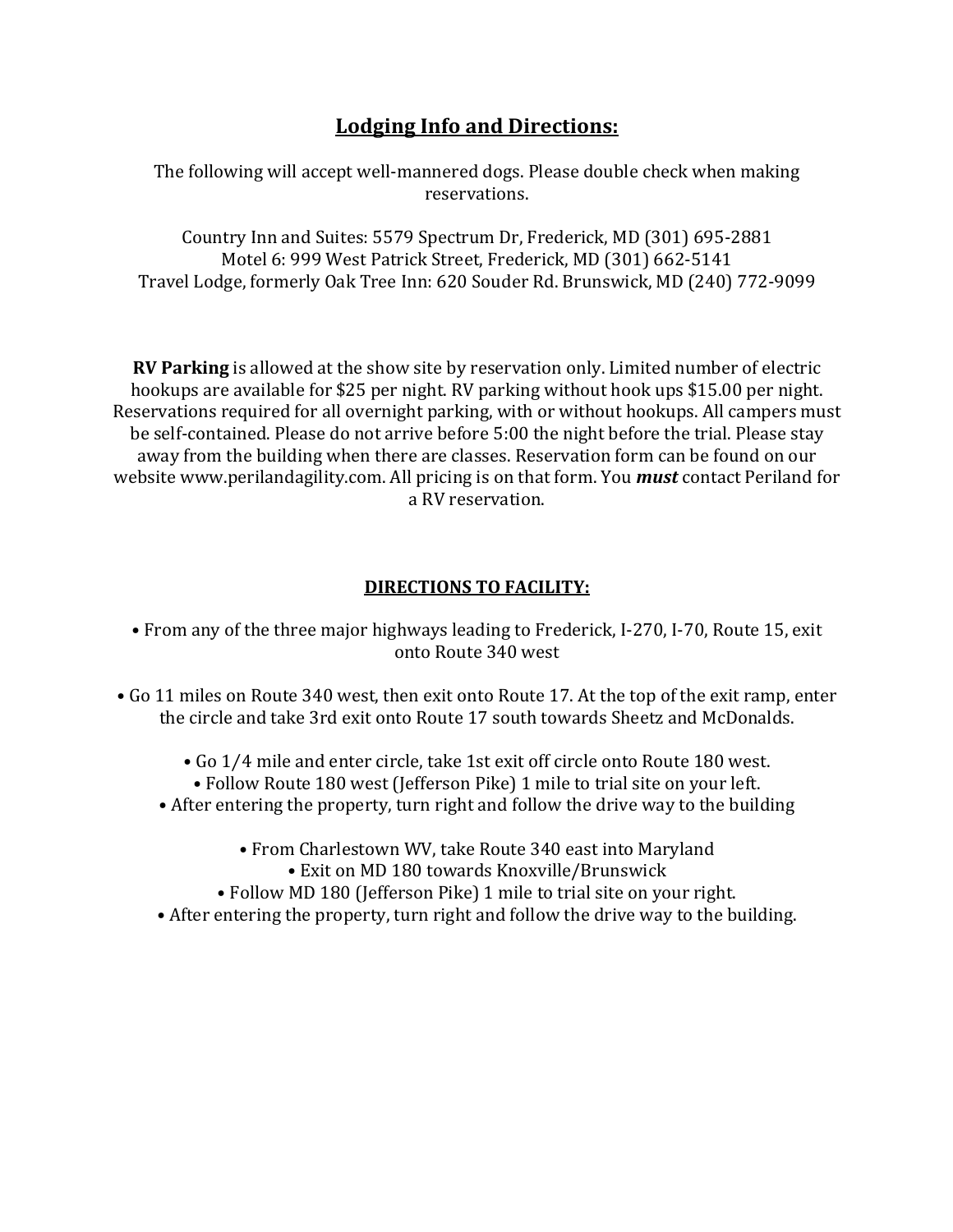## Lodging Info and Directions:

The following will accept well-mannered dogs. Please double check when making reservations.

Country Inn and Suites: 5579 Spectrum Dr, Frederick, MD (301) 695-2881
Motel 6: 999 West Patrick Street, Frederick, MD (301) 662-5141
Travel Lodge, formerly Oak Tree Inn: 620 Souder Rd. Brunswick, MD (240) 772-9099

**RV Parking** is allowed at the show site by reservation only. Limited number of electric hookups are available for $25 per night. RV parking without hook ups $15.00 per night. Reservations required for all overnight parking, with or without hookups. All campers must be self-contained. Please do not arrive before 5:00 the night before the trial. Please stay away from the building when there are classes. Reservation form can be found on our website www.perilandagility.com. All pricing is on that form. You ***must*** contact Periland for a RV reservation.

## DIRECTIONS TO FACILITY:

- From any of the three major highways leading to Frederick, I-270, I-70, Route 15, exit onto Route 340 west
- Go 11 miles on Route 340 west, then exit onto Route 17. At the top of the exit ramp, enter the circle and take 3rd exit onto Route 17 south towards Sheetz and McDonalds.
- Go 1/4 mile and enter circle, take 1st exit off circle onto Route 180 west.
- Follow Route 180 west (Jefferson Pike) 1 mile to trial site on your left.
- After entering the property, turn right and follow the drive way to the building

- From Charlestown WV, take Route 340 east into Maryland
- Exit on MD 180 towards Knoxville/Brunswick
- Follow MD 180 (Jefferson Pike) 1 mile to trial site on your right.
- After entering the property, turn right and follow the drive way to the building.